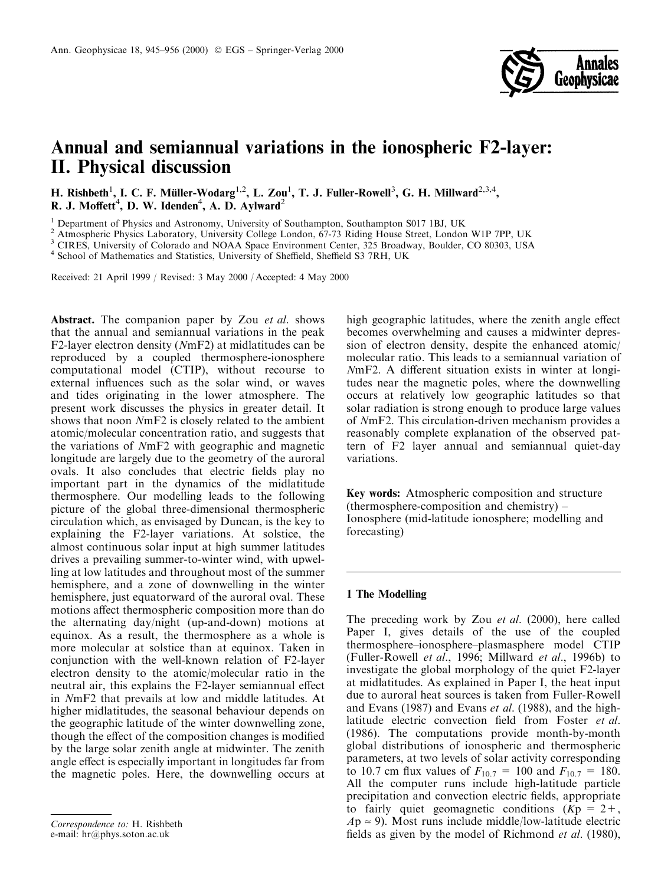# Annual and semiannual variations in the ionospheric F2-layer: II. Physical discussion

H. Rishbeth[1], I. C. F. Müller-Wodarg[1,2], L. Zou[1], T. J. Fuller-Rowell[3], G. H. Millward[2,3,4], R. J. Moffett[4], D. W. Idenden[4], A. D. Aylward[2]

[1] Department of Physics and Astronomy, University of Southampton, Southampton S017 1BJ, UK
[2] Atmospheric Physics Laboratory, University College London, 67-73 Riding House Street, London W1P 7PP, UK
[3] CIRES, University of Colorado and NOAA Space Environment Center, 325 Broadway, Boulder, CO 80303, USA
[4] School of Mathematics and Statistics, University of Sheffield, Sheffield S3 7RH, UK

Received: 21 April 1999 / Revised: 3 May 2000 / Accepted: 4 May 2000

**Abstract.** The companion paper by Zou *et al.* shows that the annual and semiannual variations in the peak F2-layer electron density (*N*mF2) at midlatitudes can be reproduced by a coupled thermosphere-ionosphere computational model (CTIP), without recourse to external influences such as the solar wind, or waves and tides originating in the lower atmosphere. The present work discusses the physics in greater detail. It shows that noon *N*mF2 is closely related to the ambient atomic/molecular concentration ratio, and suggests that the variations of *N*mF2 with geographic and magnetic longitude are largely due to the geometry of the auroral ovals. It also concludes that electric fields play no important part in the dynamics of the midlatitude thermosphere. Our modelling leads to the following picture of the global three-dimensional thermospheric circulation which, as envisaged by Duncan, is the key to explaining the F2-layer variations. At solstice, the almost continuous solar input at high summer latitudes drives a prevailing summer-to-winter wind, with upwelling at low latitudes and throughout most of the summer hemisphere, and a zone of downwelling in the winter hemisphere, just equatorward of the auroral oval. These motions affect thermospheric composition more than do the alternating day/night (up-and-down) motions at equinox. As a result, the thermosphere as a whole is more molecular at solstice than at equinox. Taken in conjunction with the well-known relation of F2-layer electron density to the atomic/molecular ratio in the neutral air, this explains the F2-layer semiannual effect in *N*mF2 that prevails at low and middle latitudes. At higher midlatitudes, the seasonal behaviour depends on the geographic latitude of the winter downwelling zone, though the effect of the composition changes is modified by the large solar zenith angle at midwinter. The zenith angle effect is especially important in longitudes far from the magnetic poles. Here, the downwelling occurs at high geographic latitudes, where the zenith angle effect becomes overwhelming and causes a midwinter depression of electron density, despite the enhanced atomic/molecular ratio. This leads to a semiannual variation of *N*mF2. A different situation exists in winter at longitudes near the magnetic poles, where the downwelling occurs at relatively low geographic latitudes so that solar radiation is strong enough to produce large values of *N*mF2. This circulation-driven mechanism provides a reasonably complete explanation of the observed pattern of F2 layer annual and semiannual quiet-day variations.

**Key words:** Atmospheric composition and structure (thermosphere-composition and chemistry) – Ionosphere (mid-latitude ionosphere; modelling and forecasting)

## 1 The Modelling

The preceding work by Zou *et al.* (2000), here called Paper I, gives details of the use of the coupled thermosphere–ionosphere–plasmasphere model CTIP (Fuller-Rowell *et al.*, 1996; Millward *et al.*, 1996b) to investigate the global morphology of the quiet F2-layer at midlatitudes. As explained in Paper I, the heat input due to auroral heat sources is taken from Fuller-Rowell and Evans (1987) and Evans *et al.* (1988), and the high-latitude electric convection field from Foster *et al.* (1986). The computations provide month-by-month global distributions of ionospheric and thermospheric parameters, at two levels of solar activity corresponding to 10.7 cm flux values of $F_{10.7} = 100$ and $F_{10.7} = 180$. All the computer runs include high-latitude particle precipitation and convection electric fields, appropriate to fairly quiet geomagnetic conditions ($Kp = 2+$, $Ap \approx 9$). Most runs include middle/low-latitude electric fields as given by the model of Richmond *et al.* (1980),

*Correspondence to:* H. Rishbeth
e-mail: hr@phys.soton.ac.uk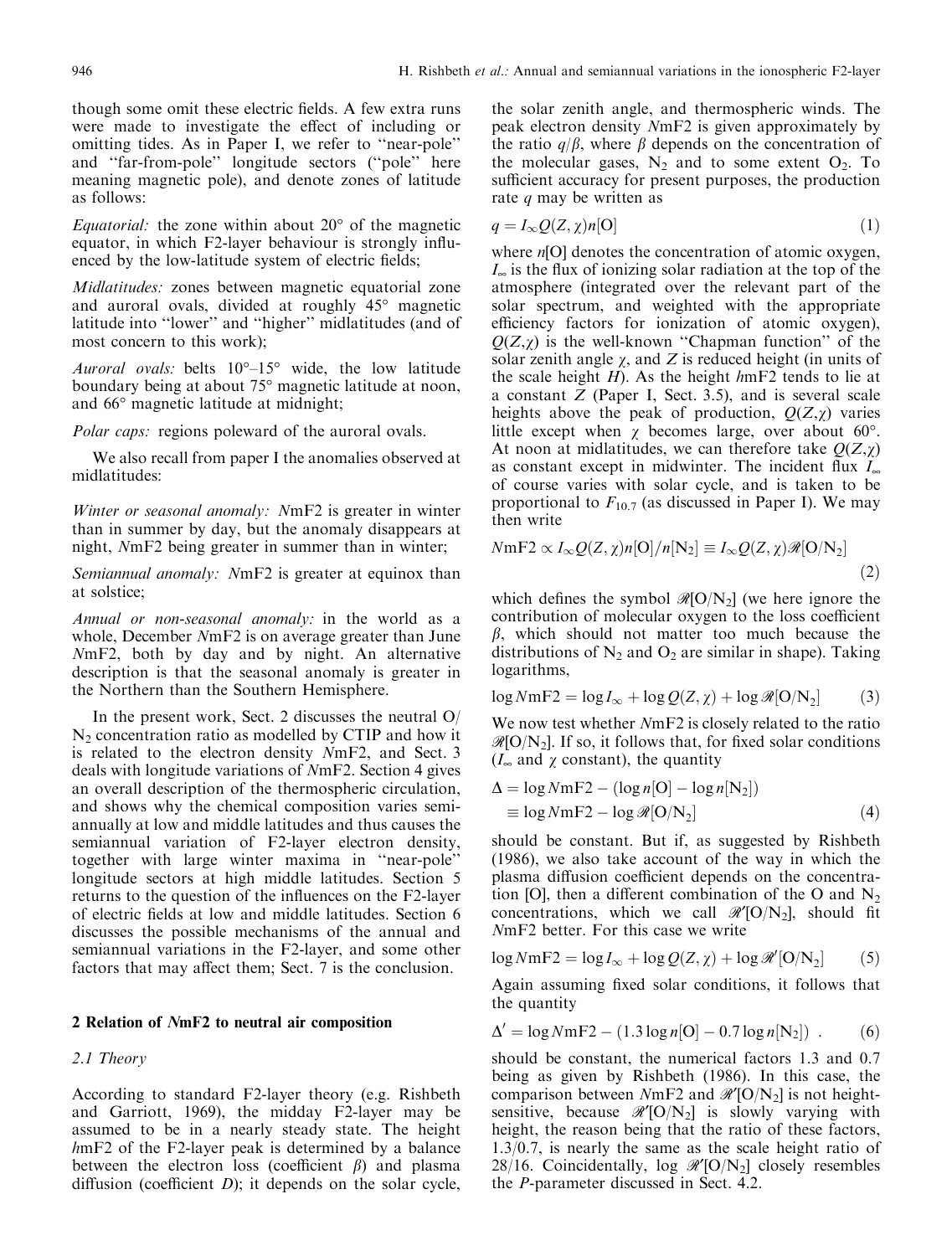though some omit these electric fields. A few extra runs were made to investigate the effect of including or omitting tides. As in Paper I, we refer to "near-pole" and "far-from-pole" longitude sectors ("pole" here meaning magnetic pole), and denote zones of latitude as follows:

*Equatorial:* the zone within about 20° of the magnetic equator, in which F2-layer behaviour is strongly influenced by the low-latitude system of electric fields;

*Midlatitudes:* zones between magnetic equatorial zone and auroral ovals, divided at roughly 45° magnetic latitude into "lower" and "higher" midlatitudes (and of most concern to this work);

*Auroral ovals:* belts 10°–15° wide, the low latitude boundary being at about 75° magnetic latitude at noon, and 66° magnetic latitude at midnight;

*Polar caps:* regions poleward of the auroral ovals.

We also recall from paper I the anomalies observed at midlatitudes:

*Winter or seasonal anomaly:* $N$mF2 is greater in winter than in summer by day, but the anomaly disappears at night, $N$mF2 being greater in summer than in winter;

*Semiannual anomaly:* $N$mF2 is greater at equinox than at solstice;

*Annual or non-seasonal anomaly:* in the world as a whole, December $N$mF2 is on average greater than June $N$mF2, both by day and by night. An alternative description is that the seasonal anomaly is greater in the Northern than the Southern Hemisphere.

In the present work, Sect. 2 discusses the neutral $O/N_2$ concentration ratio as modelled by CTIP and how it is related to the electron density $N$mF2, and Sect. 3 deals with longitude variations of $N$mF2. Section 4 gives an overall description of the thermospheric circulation, and shows why the chemical composition varies semiannually at low and middle latitudes and thus causes the semiannual variation of F2-layer electron density, together with large winter maxima in "near-pole" longitude sectors at high middle latitudes. Section 5 returns to the question of the influences on the F2-layer of electric fields at low and middle latitudes. Section 6 discusses the possible mechanisms of the annual and semiannual variations in the F2-layer, and some other factors that may affect them; Sect. 7 is the conclusion.

## 2 Relation of $N$mF2 to neutral air composition

### 2.1 Theory

According to standard F2-layer theory (e.g. Rishbeth and Garriott, 1969), the midday F2-layer may be assumed to be in a nearly steady state. The height $h$mF2 of the F2-layer peak is determined by a balance between the electron loss (coefficient $\beta$) and plasma diffusion (coefficient $D$); it depends on the solar cycle, the solar zenith angle, and thermospheric winds. The peak electron density $N$mF2 is given approximately by the ratio $q/\beta$, where $\beta$ depends on the concentration of the molecular gases, $N_2$ and to some extent $O_2$. To sufficient accuracy for present purposes, the production rate $q$ may be written as

$$q = I_\infty Q(Z,\chi) n[\mathrm{O}] \tag{1}$$

where $n[\mathrm{O}]$ denotes the concentration of atomic oxygen, $I_\infty$ is the flux of ionizing solar radiation at the top of the atmosphere (integrated over the relevant part of the solar spectrum, and weighted with the appropriate efficiency factors for ionization of atomic oxygen), $Q(Z,\chi)$ is the well-known "Chapman function" of the solar zenith angle $\chi$, and $Z$ is reduced height (in units of the scale height $H$). As the height $h$mF2 tends to lie at a constant $Z$ (Paper I, Sect. 3.5), and is several scale heights above the peak of production, $Q(Z,\chi)$ varies little except when $\chi$ becomes large, over about 60°. At noon at midlatitudes, we can therefore take $Q(Z,\chi)$ as constant except in midwinter. The incident flux $I_\infty$ of course varies with solar cycle, and is taken to be proportional to $F_{10.7}$ (as discussed in Paper I). We may then write

$$N\mathrm{mF2} \propto I_\infty Q(Z,\chi) n[\mathrm{O}]/n[\mathrm{N_2}] \equiv I_\infty Q(Z,\chi) \mathscr{R}[\mathrm{O/N_2}] \tag{2}$$

which defines the symbol $\mathscr{R}[\mathrm{O/N_2}]$ (we here ignore the contribution of molecular oxygen to the loss coefficient $\beta$, which should not matter too much because the distributions of $N_2$ and $O_2$ are similar in shape). Taking logarithms,

$$\log N\mathrm{mF2} = \log I_\infty + \log Q(Z,\chi) + \log \mathscr{R}[\mathrm{O/N_2}] \tag{3}$$

We now test whether $N$mF2 is closely related to the ratio $\mathscr{R}[\mathrm{O/N_2}]$. If so, it follows that, for fixed solar conditions ($I_\infty$ and $\chi$ constant), the quantity

$$\begin{aligned}\Delta &= \log N\mathrm{mF2} - (\log n[\mathrm{O}] - \log n[\mathrm{N_2}]) \\ &\equiv \log N\mathrm{mF2} - \log \mathscr{R}[\mathrm{O/N_2}]\end{aligned} \tag{4}$$

should be constant. But if, as suggested by Rishbeth (1986), we also take account of the way in which the plasma diffusion coefficient depends on the concentration [O], then a different combination of the O and $N_2$ concentrations, which we call $\mathscr{R}'[\mathrm{O/N_2}]$, should fit $N$mF2 better. For this case we write

$$\log N\mathrm{mF2} = \log I_\infty + \log Q(Z,\chi) + \log \mathscr{R}'[\mathrm{O/N_2}] \tag{5}$$

Again assuming fixed solar conditions, it follows that the quantity

$$\Delta' = \log N\mathrm{mF2} - (1.3 \log n[\mathrm{O}] - 0.7 \log n[\mathrm{N_2}]) \ . \tag{6}$$

should be constant, the numerical factors 1.3 and 0.7 being as given by Rishbeth (1986). In this case, the comparison between $N$mF2 and $\mathscr{R}'[\mathrm{O/N_2}]$ is not height-sensitive, because $\mathscr{R}'[\mathrm{O/N_2}]$ is slowly varying with height, the reason being that the ratio of these factors, 1.3/0.7, is nearly the same as the scale height ratio of 28/16. Coincidentally, $\log \mathscr{R}'[\mathrm{O/N_2}]$ closely resembles the $P$-parameter discussed in Sect. 4.2.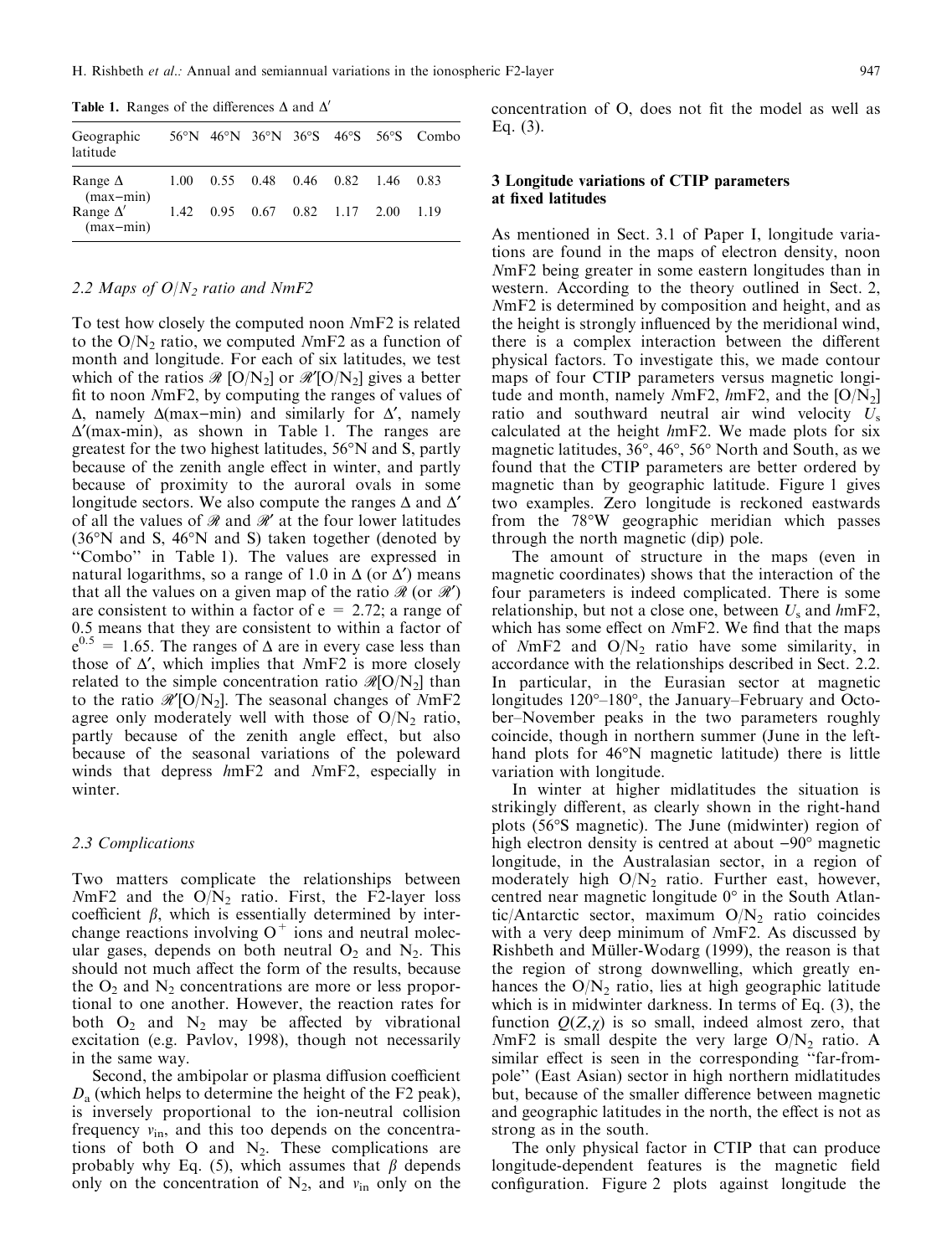**Table 1.** Ranges of the differences $\Delta$ and $\Delta'$

| Geographic latitude | 56°N | 46°N | 36°N | 36°S | 46°S | 56°S | Combo |
|---|---|---|---|---|---|---|---|
| Range $\Delta$ (max−min) | 1.00 | 0.55 | 0.48 | 0.46 | 0.82 | 1.46 | 0.83 |
| Range $\Delta'$ (max−min) | 1.42 | 0.95 | 0.67 | 0.82 | 1.17 | 2.00 | 1.19 |

### 2.2 Maps of $O/N_2$ ratio and NmF2

To test how closely the computed noon *N*mF2 is related to the $O/N_2$ ratio, we computed *N*mF2 as a function of month and longitude. For each of six latitudes, we test which of the ratios $\mathscr{R}$ $[O/N_2]$ or $\mathscr{R}'[O/N_2]$ gives a better fit to noon *N*mF2, by computing the ranges of values of $\Delta$, namely $\Delta$(max−min) and similarly for $\Delta'$, namely $\Delta'$(max-min), as shown in Table 1. The ranges are greatest for the two highest latitudes, 56°N and S, partly because of the zenith angle effect in winter, and partly because of proximity to the auroral ovals in some longitude sectors. We also compute the ranges $\Delta$ and $\Delta'$ of all the values of $\mathscr{R}$ and $\mathscr{R}'$ at the four lower latitudes (36°N and S, 46°N and S) taken together (denoted by "Combo" in Table 1). The values are expressed in natural logarithms, so a range of 1.0 in $\Delta$ (or $\Delta'$) means that all the values on a given map of the ratio $\mathscr{R}$ (or $\mathscr{R}'$) are consistent to within a factor of e = 2.72; a range of 0.5 means that they are consistent to within a factor of $e^{0.5}$ = 1.65. The ranges of $\Delta$ are in every case less than those of $\Delta'$, which implies that *N*mF2 is more closely related to the simple concentration ratio $\mathscr{R}[O/N_2]$ than to the ratio $\mathscr{R}'[O/N_2]$. The seasonal changes of *N*mF2 agree only moderately well with those of $O/N_2$ ratio, partly because of the zenith angle effect, but also because of the seasonal variations of the poleward winds that depress *h*mF2 and *N*mF2, especially in winter.

### 2.3 Complications

Two matters complicate the relationships between *N*mF2 and the $O/N_2$ ratio. First, the F2-layer loss coefficient $\beta$, which is essentially determined by interchange reactions involving $O^+$ ions and neutral molecular gases, depends on both neutral $O_2$ and $N_2$. This should not much affect the form of the results, because the $O_2$ and $N_2$ concentrations are more or less proportional to one another. However, the reaction rates for both $O_2$ and $N_2$ may be affected by vibrational excitation (e.g. Pavlov, 1998), though not necessarily in the same way.

Second, the ambipolar or plasma diffusion coefficient $D_a$ (which helps to determine the height of the F2 peak), is inversely proportional to the ion-neutral collision frequency $\nu_{in}$, and this too depends on the concentrations of both O and $N_2$. These complications are probably why Eq. (5), which assumes that $\beta$ depends only on the concentration of $N_2$, and $\nu_{in}$ only on the concentration of O, does not fit the model as well as Eq. (3).

## 3 Longitude variations of CTIP parameters at fixed latitudes

As mentioned in Sect. 3.1 of Paper I, longitude variations are found in the maps of electron density, noon *N*mF2 being greater in some eastern longitudes than in western. According to the theory outlined in Sect. 2, *N*mF2 is determined by composition and height, and as the height is strongly influenced by the meridional wind, there is a complex interaction between the different physical factors. To investigate this, we made contour maps of four CTIP parameters versus magnetic longitude and month, namely *N*mF2, *h*mF2, and the $[O/N_2]$ ratio and southward neutral air wind velocity $U_s$ calculated at the height *h*mF2. We made plots for six magnetic latitudes, 36°, 46°, 56° North and South, as we found that the CTIP parameters are better ordered by magnetic than by geographic latitude. Figure 1 gives two examples. Zero longitude is reckoned eastwards from the 78°W geographic meridian which passes through the north magnetic (dip) pole.

The amount of structure in the maps (even in magnetic coordinates) shows that the interaction of the four parameters is indeed complicated. There is some relationship, but not a close one, between $U_s$ and *h*mF2, which has some effect on *N*mF2. We find that the maps of *N*mF2 and $O/N_2$ ratio have some similarity, in accordance with the relationships described in Sect. 2.2. In particular, in the Eurasian sector at magnetic longitudes 120°–180°, the January–February and October–November peaks in the two parameters roughly coincide, though in northern summer (June in the left-hand plots for 46°N magnetic latitude) there is little variation with longitude.

In winter at higher midlatitudes the situation is strikingly different, as clearly shown in the right-hand plots (56°S magnetic). The June (midwinter) region of high electron density is centred at about −90° magnetic longitude, in the Australasian sector, in a region of moderately high $O/N_2$ ratio. Further east, however, centred near magnetic longitude 0° in the South Atlantic/Antarctic sector, maximum $O/N_2$ ratio coincides with a very deep minimum of *N*mF2. As discussed by Rishbeth and Müller-Wodarg (1999), the reason is that the region of strong downwelling, which greatly enhances the $O/N_2$ ratio, lies at high geographic latitude which is in midwinter darkness. In terms of Eq. (3), the function $Q(Z,\chi)$ is so small, indeed almost zero, that *N*mF2 is small despite the very large $O/N_2$ ratio. A similar effect is seen in the corresponding "far-from-pole" (East Asian) sector in high northern midlatitudes but, because of the smaller difference between magnetic and geographic latitudes in the north, the effect is not as strong as in the south.

The only physical factor in CTIP that can produce longitude-dependent features is the magnetic field configuration. Figure 2 plots against longitude the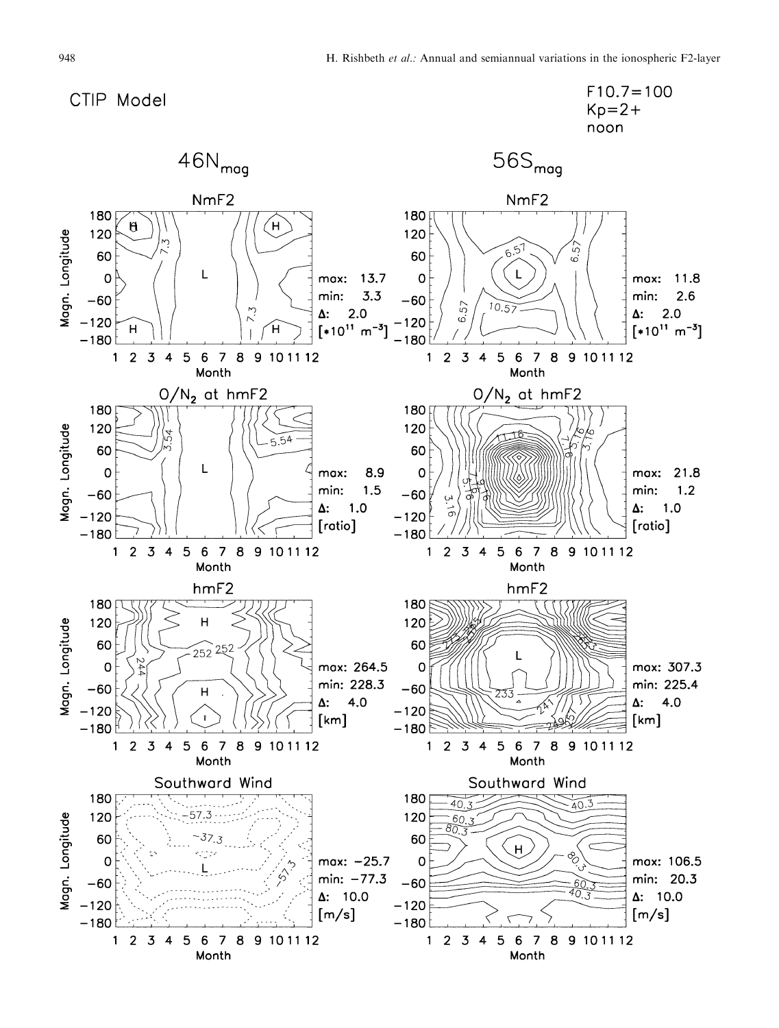CTIP Model

F10.7=100
Kp=2+
noon

46N$_{mag}$

56S$_{mag}$

NmF2

max: 13.7
min: 3.3
Δ: 2.0
[*$10^{11}$ $m^{-3}$]

NmF2

max: 11.8
min: 2.6
Δ: 2.0
[*$10^{11}$ $m^{-3}$]

$O/N_2$ at hmF2

max: 8.9
min: 1.5
Δ: 1.0
[ratio]

$O/N_2$ at hmF2

max: 21.8
min: 1.2
Δ: 1.0
[ratio]

hmF2

max: 264.5
min: 228.3
Δ: 4.0
[km]

hmF2

max: 307.3
min: 225.4
Δ: 4.0
[km]

Southward Wind

max: −25.7
min: −77.3
Δ: 10.0
[m/s]

Southward Wind

max: 106.5
min: 20.3
Δ: 10.0
[m/s]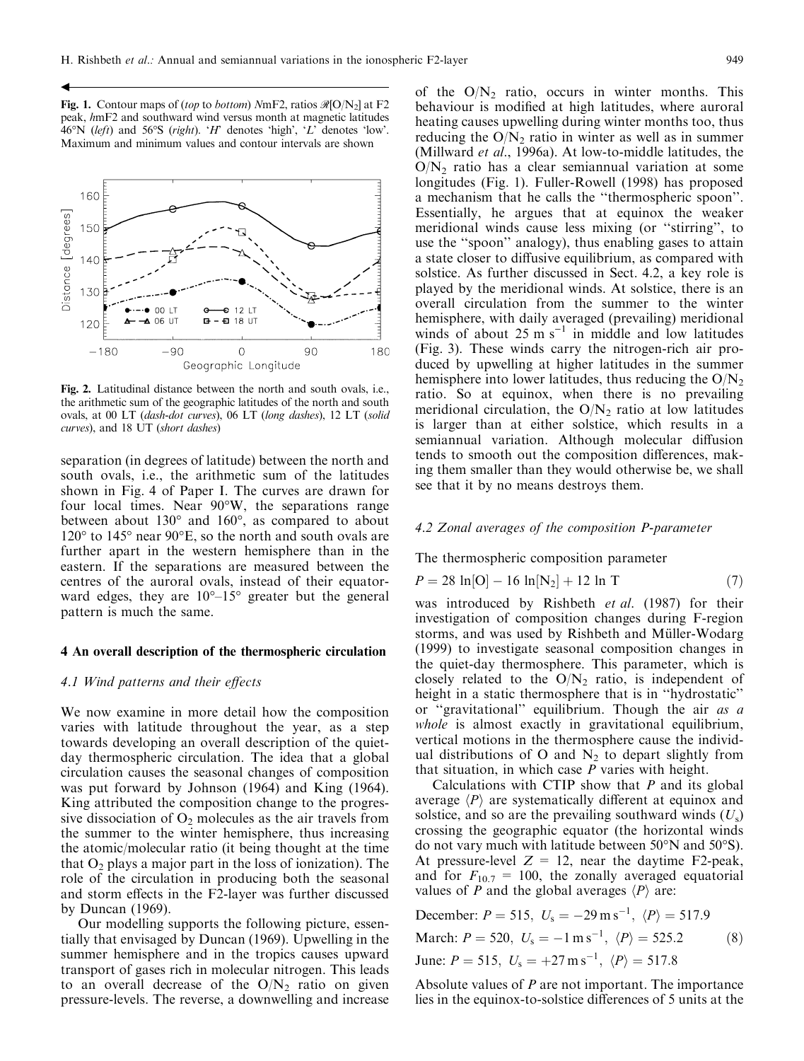**Fig. 1.** Contour maps of (*top* to *bottom*) $N$mF2, ratios $\mathscr{R}[O/N_2]$ at F2 peak, $h$mF2 and southward wind versus month at magnetic latitudes 46°N (*left*) and 56°S (*right*). '*H*' denotes 'high', '*L*' denotes 'low'. Maximum and minimum values and contour intervals are shown

**Fig. 2.** Latitudinal distance between the north and south ovals, i.e., the arithmetic sum of the geographic latitudes of the north and south ovals, at 00 LT (*dash-dot curves*), 06 LT (*long dashes*), 12 LT (*solid curves*), and 18 UT (*short dashes*)

separation (in degrees of latitude) between the north and south ovals, i.e., the arithmetic sum of the latitudes shown in Fig. 4 of Paper I. The curves are drawn for four local times. Near 90°W, the separations range between about 130° and 160°, as compared to about 120° to 145° near 90°E, so the north and south ovals are further apart in the western hemisphere than in the eastern. If the separations are measured between the centres of the auroral ovals, instead of their equatorward edges, they are 10°–15° greater but the general pattern is much the same.

## 4 An overall description of the thermospheric circulation

### 4.1 Wind patterns and their effects

We now examine in more detail how the composition varies with latitude throughout the year, as a step towards developing an overall description of the quiet-day thermospheric circulation. The idea that a global circulation causes the seasonal changes of composition was put forward by Johnson (1964) and King (1964). King attributed the composition change to the progressive dissociation of $O_2$ molecules as the air travels from the summer to the winter hemisphere, thus increasing the atomic/molecular ratio (it being thought at the time that $O_2$ plays a major part in the loss of ionization). The role of the circulation in producing both the seasonal and storm effects in the F2-layer was further discussed by Duncan (1969).

Our modelling supports the following picture, essentially that envisaged by Duncan (1969). Upwelling in the summer hemisphere and in the tropics causes upward transport of gases rich in molecular nitrogen. This leads to an overall decrease of the $O/N_2$ ratio on given pressure-levels. The reverse, a downwelling and increase of the $O/N_2$ ratio, occurs in winter months. This behaviour is modified at high latitudes, where auroral heating causes upwelling during winter months too, thus reducing the $O/N_2$ ratio in winter as well as in summer (Millward *et al*., 1996a). At low-to-middle latitudes, the $O/N_2$ ratio has a clear semiannual variation at some longitudes (Fig. 1). Fuller-Rowell (1998) has proposed a mechanism that he calls the "thermospheric spoon". Essentially, he argues that at equinox the weaker meridional winds cause less mixing (or "stirring", to use the "spoon" analogy), thus enabling gases to attain a state closer to diffusive equilibrium, as compared with solstice. As further discussed in Sect. 4.2, a key role is played by the meridional winds. At solstice, there is an overall circulation from the summer to the winter hemisphere, with daily averaged (prevailing) meridional winds of about 25 m s$^{-1}$ in middle and low latitudes (Fig. 3). These winds carry the nitrogen-rich air produced by upwelling at higher latitudes in the summer hemisphere into lower latitudes, thus reducing the $O/N_2$ ratio. So at equinox, when there is no prevailing meridional circulation, the $O/N_2$ ratio at low latitudes is larger than at either solstice, which results in a semiannual variation. Although molecular diffusion tends to smooth out the composition differences, making them smaller than they would otherwise be, we shall see that it by no means destroys them.

### 4.2 Zonal averages of the composition P-parameter

The thermospheric composition parameter

$$P = 28\ \ln[O] - 16\ \ln[N_2] + 12\ \ln\ T \tag{7}$$

was introduced by Rishbeth *et al*. (1987) for their investigation of composition changes during F-region storms, and was used by Rishbeth and Müller-Wodarg (1999) to investigate seasonal composition changes in the quiet-day thermosphere. This parameter, which is closely related to the $O/N_2$ ratio, is independent of height in a static thermosphere that is in "hydrostatic" or "gravitational" equilibrium. Though the air *as a whole* is almost exactly in gravitational equilibrium, vertical motions in the thermosphere cause the individual distributions of O and $N_2$ to depart slightly from that situation, in which case $P$ varies with height.

Calculations with CTIP show that $P$ and its global average $\langle P \rangle$ are systematically different at equinox and solstice, and so are the prevailing southward winds ($U_s$) crossing the geographic equator (the horizontal winds do not vary much with latitude between 50°N and 50°S). At pressure-level $Z = 12$, near the daytime F2-peak, and for $F_{10.7} = 100$, the zonally averaged equatorial values of $P$ and the global averages $\langle P \rangle$ are:

$$\begin{aligned}
&\text{December: } P = 515,\ U_s = -29\ \text{m s}^{-1},\ \langle P \rangle = 517.9 \\
&\text{March: } P = 520,\ U_s = -1\ \text{m s}^{-1},\ \langle P \rangle = 525.2 \\
&\text{June: } P = 515,\ U_s = +27\ \text{m s}^{-1},\ \langle P \rangle = 517.8
\end{aligned} \tag{8}$$

Absolute values of $P$ are not important. The importance lies in the equinox-to-solstice differences of 5 units at the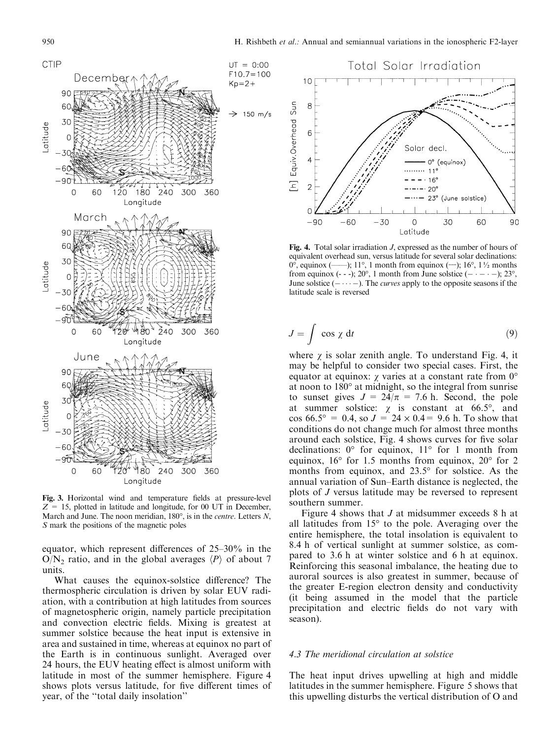Fig. 3. Horizontal wind and temperature fields at pressure-level $Z = 15$, plotted in latitude and longitude, for 00 UT in December, March and June. The noon meridian, 180°, is in the *centre*. Letters *N*, *S* mark the positions of the magnetic poles

equator, which represent differences of 25–30% in the $O/N_2$ ratio, and in the global averages $\langle P \rangle$ of about 7 units.

What causes the equinox-solstice difference? The thermospheric circulation is driven by solar EUV radiation, with a contribution at high latitudes from sources of magnetospheric origin, namely particle precipitation and convection electric fields. Mixing is greatest at summer solstice because the heat input is extensive in area and sustained in time, whereas at equinox no part of the Earth is in continuous sunlight. Averaged over 24 hours, the EUV heating effect is almost uniform with latitude in most of the summer hemisphere. Figure 4 shows plots versus latitude, for five different times of year, of the "total daily insolation"

Fig. 4. Total solar irradiation *J*, expressed as the number of hours of equivalent overhead sun, versus latitude for several solar declinations: 0°, equinox (——); 11°, 1 month from equinox (·····); 16°, 1½ months from equinox (- - -); 20°, 1 month from June solstice (– · – · –); 23°, June solstice (– · · · –). The *curves* apply to the opposite seasons if the latitude scale is reversed

$$J = \int \cos \chi \, \mathrm{d}t \tag{9}$$

where $\chi$ is solar zenith angle. To understand Fig. 4, it may be helpful to consider two special cases. First, the equator at equinox: $\chi$ varies at a constant rate from 0° at noon to 180° at midnight, so the integral from sunrise to sunset gives $J = 24/\pi = 7.6$ h. Second, the pole at summer solstice: $\chi$ is constant at 66.5°, and $\cos 66.5° = 0.4$, so $J = 24 \times 0.4 = 9.6$ h. To show that conditions do not change much for almost three months around each solstice, Fig. 4 shows curves for five solar declinations: 0° for equinox, 11° for 1 month from equinox, 16° for 1.5 months from equinox, 20° for 2 months from equinox, and 23.5° for solstice. As the annual variation of Sun–Earth distance is neglected, the plots of *J* versus latitude may be reversed to represent southern summer.

Figure 4 shows that *J* at midsummer exceeds 8 h at all latitudes from 15° to the pole. Averaging over the entire hemisphere, the total insolation is equivalent to 8.4 h of vertical sunlight at summer solstice, as compared to 3.6 h at winter solstice and 6 h at equinox. Reinforcing this seasonal imbalance, the heating due to auroral sources is also greatest in summer, because of the greater E-region electron density and conductivity (it being assumed in the model that the particle precipitation and electric fields do not vary with season).

### 4.3 The meridional circulation at solstice

The heat input drives upwelling at high and middle latitudes in the summer hemisphere. Figure 5 shows that this upwelling disturbs the vertical distribution of O and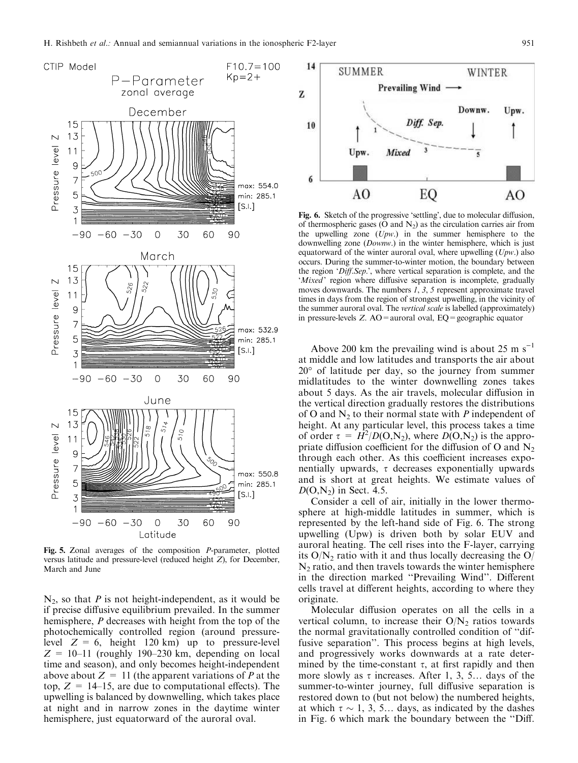**Fig. 5.** Zonal averages of the composition *P*-parameter, plotted versus latitude and pressure-level (reduced height *Z*), for December, March and June

**Fig. 6.** Sketch of the progressive 'settling', due to molecular diffusion, of thermospheric gases (O and $N_2$) as the circulation carries air from the upwelling zone (*Upw.*) in the summer hemisphere to the downwelling zone (*Downw.*) in the winter hemisphere, which is just equatorward of the winter auroral oval, where upwelling (*Upw.*) also occurs. During the summer-to-winter motion, the boundary between the region '*Diff.Sep.*', where vertical separation is complete, and the '*Mixed*' region where diffusive separation is incomplete, gradually moves downwards. The numbers *1*, *3*, *5* represent approximate travel times in days from the region of strongest upwelling, in the vicinity of the summer auroral oval. The *vertical scale* is labelled (approximately) in pressure-levels *Z*. AO = auroral oval, EQ = geographic equator

$N_2$, so that *P* is not height-independent, as it would be if precise diffusive equilibrium prevailed. In the summer hemisphere, *P* decreases with height from the top of the photochemically controlled region (around pressure-level $Z = 6$, height 120 km) up to pressure-level $Z = 10$–11 (roughly 190–230 km, depending on local time and season), and only becomes height-independent above about $Z = 11$ (the apparent variations of *P* at the top, $Z = 14$–15, are due to computational effects). The upwelling is balanced by downwelling, which takes place at night and in narrow zones in the daytime winter hemisphere, just equatorward of the auroral oval.

Above 200 km the prevailing wind is about 25 m $s^{-1}$ at middle and low latitudes and transports the air about 20° of latitude per day, so the journey from summer midlatitudes to the winter downwelling zones takes about 5 days. As the air travels, molecular diffusion in the vertical direction gradually restores the distributions of O and $N_2$ to their normal state with *P* independent of height. At any particular level, this process takes a time of order $\tau = H^2/D(\mathrm{O,N_2})$, where $D(\mathrm{O,N_2})$ is the appropriate diffusion coefficient for the diffusion of O and $N_2$ through each other. As this coefficient increases exponentially upwards, $\tau$ decreases exponentially upwards and is short at great heights. We estimate values of $D(\mathrm{O,N_2})$ in Sect. 4.5.

Consider a cell of air, initially in the lower thermosphere at high-middle latitudes in summer, which is represented by the left-hand side of Fig. 6. The strong upwelling (Upw) is driven both by solar EUV and auroral heating. The cell rises into the F-layer, carrying its $O/N_2$ ratio with it and thus locally decreasing the $O/N_2$ ratio, and then travels towards the winter hemisphere in the direction marked "Prevailing Wind". Different cells travel at different heights, according to where they originate.

Molecular diffusion operates on all the cells in a vertical column, to increase their $O/N_2$ ratios towards the normal gravitationally controlled condition of "diffusive separation". This process begins at high levels, and progressively works downwards at a rate determined by the time-constant $\tau$, at first rapidly and then more slowly as $\tau$ increases. After 1, 3, 5… days of the summer-to-winter journey, full diffusive separation is restored down to (but not below) the numbered heights, at which $\tau \sim 1, 3, 5\ldots$ days, as indicated by the dashes in Fig. 6 which mark the boundary between the "Diff.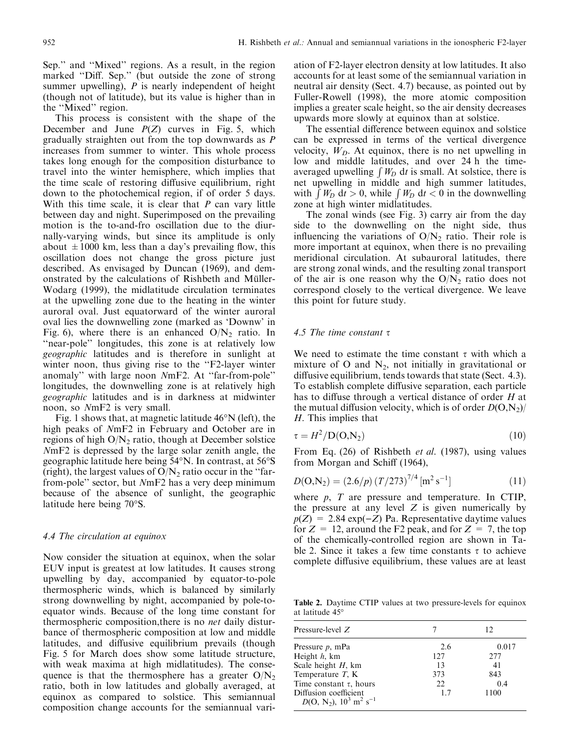Sep." and "Mixed" regions. As a result, in the region marked "Diff. Sep." (but outside the zone of strong summer upwelling), $P$ is nearly independent of height (though not of latitude), but its value is higher than in the "Mixed" region.

This process is consistent with the shape of the December and June $P(Z)$ curves in Fig. 5, which gradually straighten out from the top downwards as $P$ increases from summer to winter. This whole process takes long enough for the composition disturbance to travel into the winter hemisphere, which implies that the time scale of restoring diffusive equilibrium, right down to the photochemical region, if of order 5 days. With this time scale, it is clear that $P$ can vary little between day and night. Superimposed on the prevailing motion is the to-and-fro oscillation due to the diurnally-varying winds, but since its amplitude is only about $\pm 1000$ km, less than a day's prevailing flow, this oscillation does not change the gross picture just described. As envisaged by Duncan (1969), and demonstrated by the calculations of Rishbeth and Müller-Wodarg (1999), the midlatitude circulation terminates at the upwelling zone due to the heating in the winter auroral oval. Just equatorward of the winter auroral oval lies the downwelling zone (marked as 'Downw' in Fig. 6), where there is an enhanced $O/N_2$ ratio. In "near-pole" longitudes, this zone is at relatively low *geographic* latitudes and is therefore in sunlight at winter noon, thus giving rise to the "F2-layer winter anomaly" with large noon $N$mF2. At "far-from-pole" longitudes, the downwelling zone is at relatively high *geographic* latitudes and is in darkness at midwinter noon, so $N$mF2 is very small.

Fig. 1 shows that, at magnetic latitude 46°N (left), the high peaks of $N$mF2 in February and October are in regions of high $O/N_2$ ratio, though at December solstice $N$mF2 is depressed by the large solar zenith angle, the geographic latitude here being 54°N. In contrast, at 56°S (right), the largest values of $O/N_2$ ratio occur in the "far-from-pole" sector, but $N$mF2 has a very deep minimum because of the absence of sunlight, the geographic latitude here being 70°S.

### 4.4 The circulation at equinox

Now consider the situation at equinox, when the solar EUV input is greatest at low latitudes. It causes strong upwelling by day, accompanied by equator-to-pole thermospheric winds, which is balanced by similarly strong downwelling by night, accompanied by pole-to-equator winds. Because of the long time constant for thermospheric composition,there is no *net* daily disturbance of thermospheric composition at low and middle latitudes, and diffusive equilibrium prevails (though Fig. 5 for March does show some latitude structure, with weak maxima at high midlatitudes). The consequence is that the thermosphere has a greater $O/N_2$ ratio, both in low latitudes and globally averaged, at equinox as compared to solstice. This semiannual composition change accounts for the semiannual variation of F2-layer electron density at low latitudes. It also accounts for at least some of the semiannual variation in neutral air density (Sect. 4.7) because, as pointed out by Fuller-Rowell (1998), the more atomic composition implies a greater scale height, so the air density decreases upwards more slowly at equinox than at solstice.

The essential difference between equinox and solstice can be expressed in terms of the vertical divergence velocity, $W_D$. At equinox, there is no net upwelling in low and middle latitudes, and over 24 h the time-averaged upwelling $\int W_D \, dt$ is small. At solstice, there is net upwelling in middle and high summer latitudes, with $\int W_D \, dt > 0$, while $\int W_D \, dt < 0$ in the downwelling zone at high winter midlatitudes.

The zonal winds (see Fig. 3) carry air from the day side to the downwelling on the night side, thus influencing the variations of $O/N_2$ ratio. Their role is more important at equinox, when there is no prevailing meridional circulation. At subauroral latitudes, there are strong zonal winds, and the resulting zonal transport of the air is one reason why the $O/N_2$ ratio does not correspond closely to the vertical divergence. We leave this point for future study.

### 4.5 The time constant $\tau$

We need to estimate the time constant $\tau$ with which a mixture of O and $N_2$, not initially in gravitational or diffusive equilibrium, tends towards that state (Sect. 4.3). To establish complete diffusive separation, each particle has to diffuse through a vertical distance of order $H$ at the mutual diffusion velocity, which is of order $D(O,N_2)/H$. This implies that

$$\tau = H^2 / D(O,N_2) \tag{10}$$

From Eq. (26) of Rishbeth *et al.* (1987), using values from Morgan and Schiff (1964),

$$D(O,N_2) = (2.6/p)\,(T/273)^{7/4}\ [\mathrm{m^2\,s^{-1}}] \tag{11}$$

where $p$, $T$ are pressure and temperature. In CTIP, the pressure at any level $Z$ is given numerically by $p(Z) = 2.84 \exp(-Z)$ Pa. Representative daytime values for $Z = 12$, around the F2 peak, and for $Z = 7$, the top of the chemically-controlled region are shown in Table 2. Since it takes a few time constants $\tau$ to achieve complete diffusive equilibrium, these values are at least

**Table 2.** Daytime CTIP values at two pressure-levels for equinox at latitude 45°

| Pressure-level $Z$ | 7 | 12 |
|---|---|---|
| Pressure $p$, mPa | 2.6 | 0.017 |
| Height $h$, km | 127 | 277 |
| Scale height $H$, km | 13 | 41 |
| Temperature $T$, K | 373 | 843 |
| Time constant $\tau$, hours | 22 | 0.4 |
| Diffusion coefficient $D(O, N_2)$, $10^3$ $m^2$ $s^{-1}$ | 1.7 | 1100 |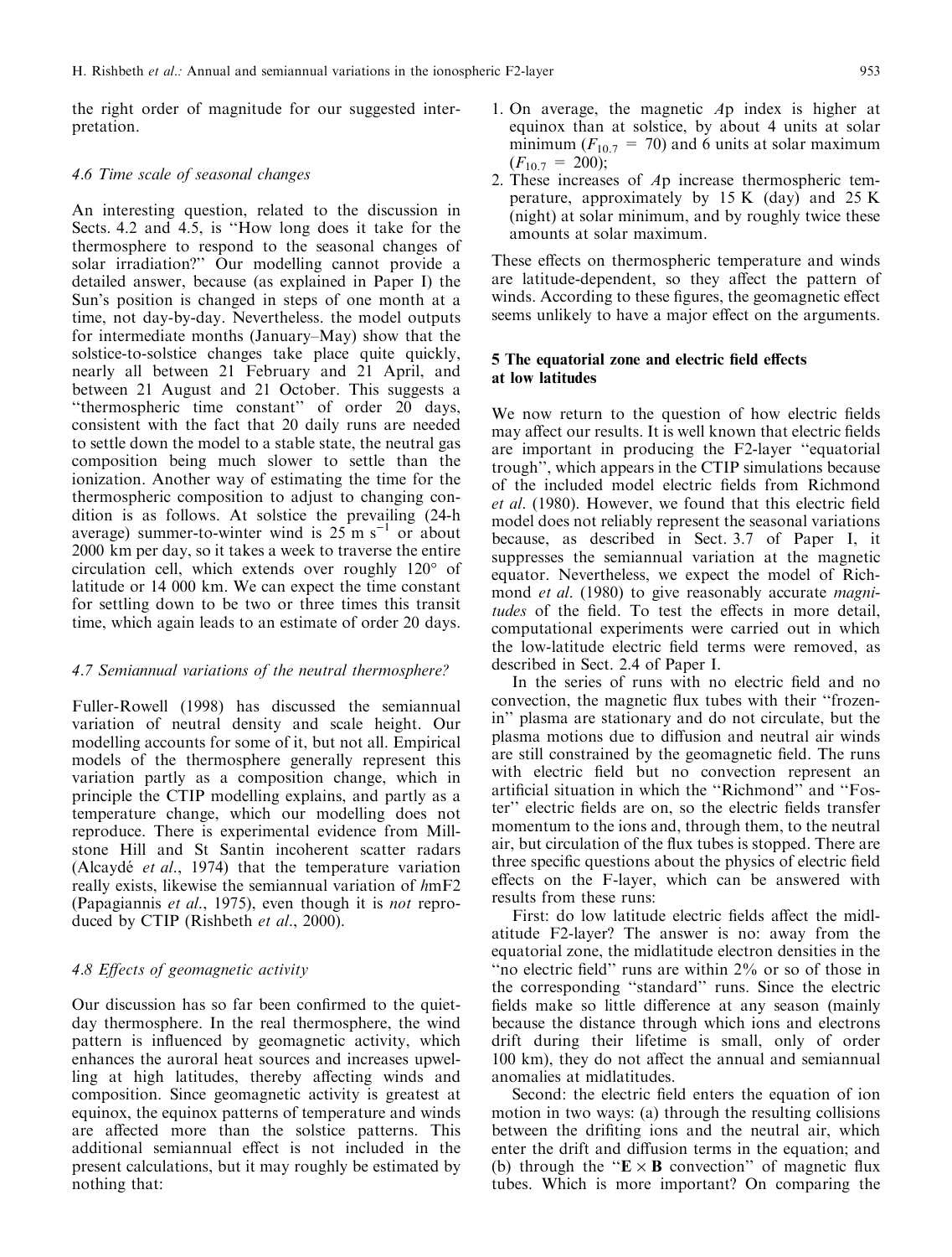the right order of magnitude for our suggested interpretation.

### 4.6 Time scale of seasonal changes

An interesting question, related to the discussion in Sects. 4.2 and 4.5, is "How long does it take for the thermosphere to respond to the seasonal changes of solar irradiation?" Our modelling cannot provide a detailed answer, because (as explained in Paper I) the Sun's position is changed in steps of one month at a time, not day-by-day. Nevertheless. the model outputs for intermediate months (January–May) show that the solstice-to-solstice changes take place quite quickly, nearly all between 21 February and 21 April, and between 21 August and 21 October. This suggests a "thermospheric time constant" of order 20 days, consistent with the fact that 20 daily runs are needed to settle down the model to a stable state, the neutral gas composition being much slower to settle than the ionization. Another way of estimating the time for the thermospheric composition to adjust to changing condition is as follows. At solstice the prevailing (24-h average) summer-to-winter wind is 25 m s$^{-1}$ or about 2000 km per day, so it takes a week to traverse the entire circulation cell, which extends over roughly 120° of latitude or 14 000 km. We can expect the time constant for settling down to be two or three times this transit time, which again leads to an estimate of order 20 days.

### 4.7 Semiannual variations of the neutral thermosphere?

Fuller-Rowell (1998) has discussed the semiannual variation of neutral density and scale height. Our modelling accounts for some of it, but not all. Empirical models of the thermosphere generally represent this variation partly as a composition change, which in principle the CTIP modelling explains, and partly as a temperature change, which our modelling does not reproduce. There is experimental evidence from Millstone Hill and St Santin incoherent scatter radars (Alcaydé *et al*., 1974) that the temperature variation really exists, likewise the semiannual variation of *h*mF2 (Papagiannis *et al*., 1975), even though it is *not* reproduced by CTIP (Rishbeth *et al*., 2000).

### 4.8 Effects of geomagnetic activity

Our discussion has so far been confirmed to the quiet-day thermosphere. In the real thermosphere, the wind pattern is influenced by geomagnetic activity, which enhances the auroral heat sources and increases upwelling at high latitudes, thereby affecting winds and composition. Since geomagnetic activity is greatest at equinox, the equinox patterns of temperature and winds are affected more than the solstice patterns. This additional semiannual effect is not included in the present calculations, but it may roughly be estimated by nothing that:

1. On average, the magnetic *A*p index is higher at equinox than at solstice, by about 4 units at solar minimum ($F_{10.7}$ = 70) and 6 units at solar maximum ($F_{10.7}$ = 200);
2. These increases of *A*p increase thermospheric temperature, approximately by 15 K (day) and 25 K (night) at solar minimum, and by roughly twice these amounts at solar maximum.

These effects on thermospheric temperature and winds are latitude-dependent, so they affect the pattern of winds. According to these figures, the geomagnetic effect seems unlikely to have a major effect on the arguments.

## 5 The equatorial zone and electric field effects at low latitudes

We now return to the question of how electric fields may affect our results. It is well known that electric fields are important in producing the F2-layer "equatorial trough", which appears in the CTIP simulations because of the included model electric fields from Richmond *et al*. (1980). However, we found that this electric field model does not reliably represent the seasonal variations because, as described in Sect. 3.7 of Paper I, it suppresses the semiannual variation at the magnetic equator. Nevertheless, we expect the model of Richmond *et al*. (1980) to give reasonably accurate *magnitudes* of the field. To test the effects in more detail, computational experiments were carried out in which the low-latitude electric field terms were removed, as described in Sect. 2.4 of Paper I.

In the series of runs with no electric field and no convection, the magnetic flux tubes with their "frozen-in" plasma are stationary and do not circulate, but the plasma motions due to diffusion and neutral air winds are still constrained by the geomagnetic field. The runs with electric field but no convection represent an artificial situation in which the "Richmond" and "Foster" electric fields are on, so the electric fields transfer momentum to the ions and, through them, to the neutral air, but circulation of the flux tubes is stopped. There are three specific questions about the physics of electric field effects on the F-layer, which can be answered with results from these runs:

First: do low latitude electric fields affect the midlatitude F2-layer? The answer is no: away from the equatorial zone, the midlatitude electron densities in the "no electric field" runs are within 2% or so of those in the corresponding "standard" runs. Since the electric fields make so little difference at any season (mainly because the distance through which ions and electrons drift during their lifetime is small, only of order 100 km), they do not affect the annual and semiannual anomalies at midlatitudes.

Second: the electric field enters the equation of ion motion in two ways: (a) through the resulting collisions between the drifiting ions and the neutral air, which enter the drift and diffusion terms in the equation; and (b) through the "$\mathbf{E} \times \mathbf{B}$ convection" of magnetic flux tubes. Which is more important? On comparing the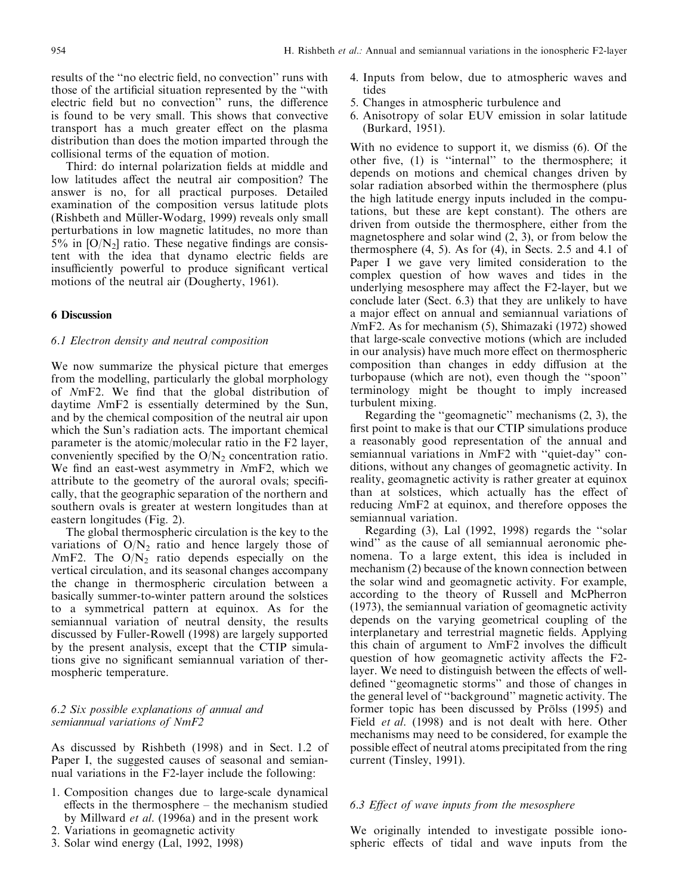results of the "no electric field, no convection" runs with those of the artificial situation represented by the "with electric field but no convection" runs, the difference is found to be very small. This shows that convective transport has a much greater effect on the plasma distribution than does the motion imparted through the collisional terms of the equation of motion.

Third: do internal polarization fields at middle and low latitudes affect the neutral air composition? The answer is no, for all practical purposes. Detailed examination of the composition versus latitude plots (Rishbeth and Müller-Wodarg, 1999) reveals only small perturbations in low magnetic latitudes, no more than 5% in $[O/N_2]$ ratio. These negative findings are consistent with the idea that dynamo electric fields are insufficiently powerful to produce significant vertical motions of the neutral air (Dougherty, 1961).

## 6 Discussion

### 6.1 Electron density and neutral composition

We now summarize the physical picture that emerges from the modelling, particularly the global morphology of *N*mF2. We find that the global distribution of daytime *N*mF2 is essentially determined by the Sun, and by the chemical composition of the neutral air upon which the Sun's radiation acts. The important chemical parameter is the atomic/molecular ratio in the F2 layer, conveniently specified by the $O/N_2$ concentration ratio. We find an east-west asymmetry in *N*mF2, which we attribute to the geometry of the auroral ovals; specifically, that the geographic separation of the northern and southern ovals is greater at western longitudes than at eastern longitudes (Fig. 2).

The global thermospheric circulation is the key to the variations of $O/N_2$ ratio and hence largely those of *N*mF2. The $O/N_2$ ratio depends especially on the vertical circulation, and its seasonal changes accompany the change in thermospheric circulation between a basically summer-to-winter pattern around the solstices to a symmetrical pattern at equinox. As for the semiannual variation of neutral density, the results discussed by Fuller-Rowell (1998) are largely supported by the present analysis, except that the CTIP simulations give no significant semiannual variation of thermospheric temperature.

### 6.2 Six possible explanations of annual and semiannual variations of NmF2

As discussed by Rishbeth (1998) and in Sect. 1.2 of Paper I, the suggested causes of seasonal and semiannual variations in the F2-layer include the following:

1. Composition changes due to large-scale dynamical effects in the thermosphere – the mechanism studied by Millward *et al.* (1996a) and in the present work
2. Variations in geomagnetic activity
3. Solar wind energy (Lal, 1992, 1998)
4. Inputs from below, due to atmospheric waves and tides
5. Changes in atmospheric turbulence and
6. Anisotropy of solar EUV emission in solar latitude (Burkard, 1951).

With no evidence to support it, we dismiss (6). Of the other five, (1) is "internal" to the thermosphere; it depends on motions and chemical changes driven by solar radiation absorbed within the thermosphere (plus the high latitude energy inputs included in the computations, but these are kept constant). The others are driven from outside the thermosphere, either from the magnetosphere and solar wind (2, 3), or from below the thermosphere (4, 5). As for (4), in Sects. 2.5 and 4.1 of Paper I we gave very limited consideration to the complex question of how waves and tides in the underlying mesosphere may affect the F2-layer, but we conclude later (Sect. 6.3) that they are unlikely to have a major effect on annual and semiannual variations of *N*mF2. As for mechanism (5), Shimazaki (1972) showed that large-scale convective motions (which are included in our analysis) have much more effect on thermospheric composition than changes in eddy diffusion at the turbopause (which are not), even though the "spoon" terminology might be thought to imply increased turbulent mixing.

Regarding the "geomagnetic" mechanisms (2, 3), the first point to make is that our CTIP simulations produce a reasonably good representation of the annual and semiannual variations in *N*mF2 with "quiet-day" conditions, without any changes of geomagnetic activity. In reality, geomagnetic activity is rather greater at equinox than at solstices, which actually has the effect of reducing *N*mF2 at equinox, and therefore opposes the semiannual variation.

Regarding (3), Lal (1992, 1998) regards the "solar wind" as the cause of all semiannual aeronomic phenomena. To a large extent, this idea is included in mechanism (2) because of the known connection between the solar wind and geomagnetic activity. For example, according to the theory of Russell and McPherron (1973), the semiannual variation of geomagnetic activity depends on the varying geometrical coupling of the interplanetary and terrestrial magnetic fields. Applying this chain of argument to *N*mF2 involves the difficult question of how geomagnetic activity affects the F2-layer. We need to distinguish between the effects of well-defined "geomagnetic storms" and those of changes in the general level of "background" magnetic activity. The former topic has been discussed by Prölss (1995) and Field *et al.* (1998) and is not dealt with here. Other mechanisms may need to be considered, for example the possible effect of neutral atoms precipitated from the ring current (Tinsley, 1991).

### 6.3 Effect of wave inputs from the mesosphere

We originally intended to investigate possible ionospheric effects of tidal and wave inputs from the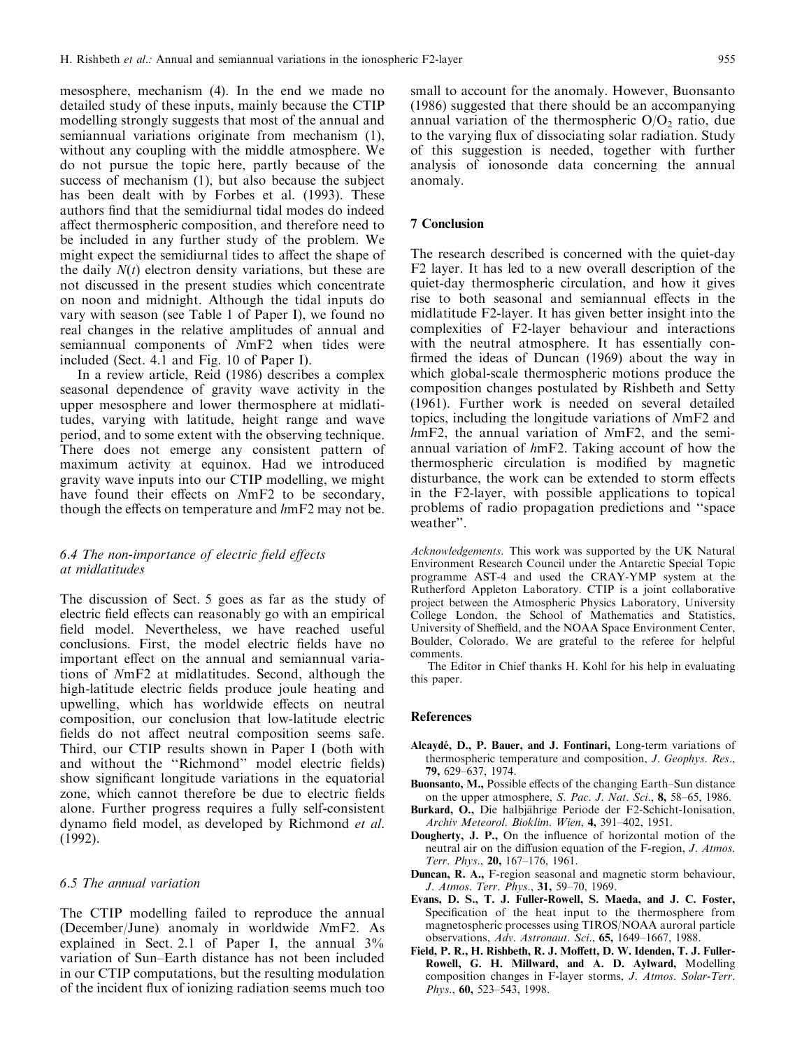mesosphere, mechanism (4). In the end we made no detailed study of these inputs, mainly because the CTIP modelling strongly suggests that most of the annual and semiannual variations originate from mechanism (1), without any coupling with the middle atmosphere. We do not pursue the topic here, partly because of the success of mechanism (1), but also because the subject has been dealt with by Forbes et al. (1993). These authors find that the semidiurnal tidal modes do indeed affect thermospheric composition, and therefore need to be included in any further study of the problem. We might expect the semidiurnal tides to affect the shape of the daily $N(t)$ electron density variations, but these are not discussed in the present studies which concentrate on noon and midnight. Although the tidal inputs do vary with season (see Table 1 of Paper I), we found no real changes in the relative amplitudes of annual and semiannual components of *N*mF2 when tides were included (Sect. 4.1 and Fig. 10 of Paper I).

In a review article, Reid (1986) describes a complex seasonal dependence of gravity wave activity in the upper mesosphere and lower thermosphere at midlatitudes, varying with latitude, height range and wave period, and to some extent with the observing technique. There does not emerge any consistent pattern of maximum activity at equinox. Had we introduced gravity wave inputs into our CTIP modelling, we might have found their effects on *N*mF2 to be secondary, though the effects on temperature and *h*mF2 may not be.

### *6.4 The non-importance of electric field effects at midlatitudes*

The discussion of Sect. 5 goes as far as the study of electric field effects can reasonably go with an empirical field model. Nevertheless, we have reached useful conclusions. First, the model electric fields have no important effect on the annual and semiannual variations of *N*mF2 at midlatitudes. Second, although the high-latitude electric fields produce joule heating and upwelling, which has worldwide effects on neutral composition, our conclusion that low-latitude electric fields do not affect neutral composition seems safe. Third, our CTIP results shown in Paper I (both with and without the "Richmond" model electric fields) show significant longitude variations in the equatorial zone, which cannot therefore be due to electric fields alone. Further progress requires a fully self-consistent dynamo field model, as developed by Richmond *et al.* (1992).

### *6.5 The annual variation*

The CTIP modelling failed to reproduce the annual (December/June) anomaly in worldwide *N*mF2. As explained in Sect. 2.1 of Paper I, the annual 3% variation of Sun–Earth distance has not been included in our CTIP computations, but the resulting modulation of the incident flux of ionizing radiation seems much too small to account for the anomaly. However, Buonsanto (1986) suggested that there should be an accompanying annual variation of the thermospheric $O/O_2$ ratio, due to the varying flux of dissociating solar radiation. Study of this suggestion is needed, together with further analysis of ionosonde data concerning the annual anomaly.

## 7 Conclusion

The research described is concerned with the quiet-day F2 layer. It has led to a new overall description of the quiet-day thermospheric circulation, and how it gives rise to both seasonal and semiannual effects in the midlatitude F2-layer. It has given better insight into the complexities of F2-layer behaviour and interactions with the neutral atmosphere. It has essentially confirmed the ideas of Duncan (1969) about the way in which global-scale thermospheric motions produce the composition changes postulated by Rishbeth and Setty (1961). Further work is needed on several detailed topics, including the longitude variations of *N*mF2 and *h*mF2, the annual variation of *N*mF2, and the semiannual variation of *h*mF2. Taking account of how the thermospheric circulation is modified by magnetic disturbance, the work can be extended to storm effects in the F2-layer, with possible applications to topical problems of radio propagation predictions and "space weather".

*Acknowledgements*. This work was supported by the UK Natural Environment Research Council under the Antarctic Special Topic programme AST-4 and used the CRAY-YMP system at the Rutherford Appleton Laboratory. CTIP is a joint collaborative project between the Atmospheric Physics Laboratory, University College London, the School of Mathematics and Statistics, University of Sheffield, and the NOAA Space Environment Center, Boulder, Colorado. We are grateful to the referee for helpful comments.

The Editor in Chief thanks H. Kohl for his help in evaluating this paper.

## References

- **Alcaydé, D., P. Bauer, and J. Fontinari,** Long-term variations of thermospheric temperature and composition, *J. Geophys. Res.*, **79,** 629–637, 1974.
- **Buonsanto, M.,** Possible effects of the changing Earth–Sun distance on the upper atmosphere, *S. Pac. J. Nat. Sci.*, **8,** 58–65, 1986.
- **Burkard, O.,** Die halbjährige Periode der F2-Schicht-Ionisation, *Archiv Meteorol. Bioklim. Wien*, **4,** 391–402, 1951.
- **Dougherty, J. P.,** On the influence of horizontal motion of the neutral air on the diffusion equation of the F-region, *J. Atmos. Terr. Phys.*, **20,** 167–176, 1961.
- **Duncan, R. A.,** F-region seasonal and magnetic storm behaviour, *J. Atmos. Terr. Phys.*, **31,** 59–70, 1969.
- **Evans, D. S., T. J. Fuller-Rowell, S. Maeda, and J. C. Foster,** Specification of the heat input to the thermosphere from magnetospheric processes using TIROS/NOAA auroral particle observations, *Adv. Astronaut. Sci.*, **65,** 1649–1667, 1988.
- **Field, P. R., H. Rishbeth, R. J. Moffett, D. W. Idenden, T. J. Fuller-Rowell, G. H. Millward, and A. D. Aylward,** Modelling composition changes in F-layer storms, *J. Atmos. Solar-Terr. Phys.*, **60,** 523–543, 1998.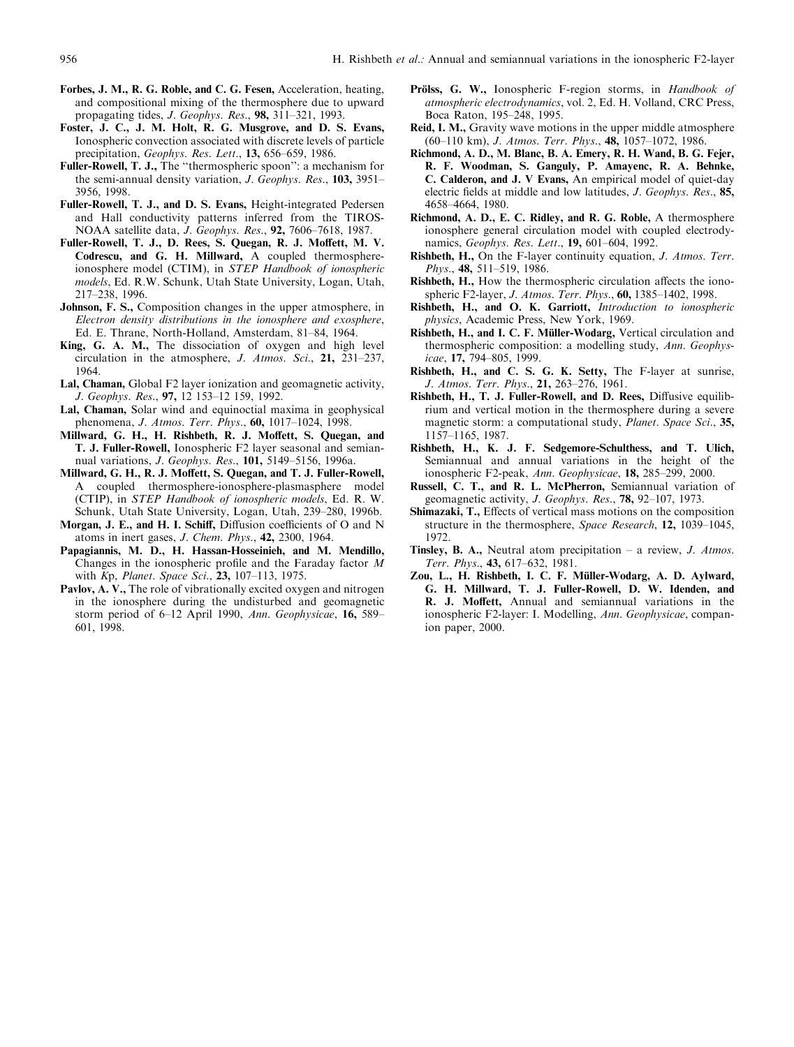**Forbes, J. M., R. G. Roble, and C. G. Fesen,** Acceleration, heating, and compositional mixing of the thermosphere due to upward propagating tides, *J. Geophys. Res.*, **98,** 311–321, 1993.

**Foster, J. C., J. M. Holt, R. G. Musgrove, and D. S. Evans,** Ionospheric convection associated with discrete levels of particle precipitation, *Geophys. Res. Lett.*, **13,** 656–659, 1986.

**Fuller-Rowell, T. J.,** The "thermospheric spoon": a mechanism for the semi-annual density variation, *J. Geophys. Res.*, **103,** 3951–3956, 1998.

**Fuller-Rowell, T. J., and D. S. Evans,** Height-integrated Pedersen and Hall conductivity patterns inferred from the TIROS-NOAA satellite data, *J. Geophys. Res.*, **92,** 7606–7618, 1987.

**Fuller-Rowell, T. J., D. Rees, S. Quegan, R. J. Moffett, M. V. Codrescu, and G. H. Millward,** A coupled thermosphere-ionosphere model (CTIM), in *STEP Handbook of ionospheric models*, Ed. R.W. Schunk, Utah State University, Logan, Utah, 217–238, 1996.

**Johnson, F. S.,** Composition changes in the upper atmosphere, in *Electron density distributions in the ionosphere and exosphere*, Ed. E. Thrane, North-Holland, Amsterdam, 81–84, 1964.

**King, G. A. M.,** The dissociation of oxygen and high level circulation in the atmosphere, *J. Atmos. Sci.*, **21,** 231–237, 1964.

**Lal, Chaman,** Global F2 layer ionization and geomagnetic activity, *J. Geophys. Res.*, **97,** 12 153–12 159, 1992.

**Lal, Chaman,** Solar wind and equinoctial maxima in geophysical phenomena, *J. Atmos. Terr. Phys.*, **60,** 1017–1024, 1998.

**Millward, G. H., H. Rishbeth, R. J. Moffett, S. Quegan, and T. J. Fuller-Rowell,** Ionospheric F2 layer seasonal and semiannual variations, *J. Geophys. Res.*, **101,** 5149–5156, 1996a.

**Millward, G. H., R. J. Moffett, S. Quegan, and T. J. Fuller-Rowell,** A coupled thermosphere-ionosphere-plasmasphere model (CTIP), in *STEP Handbook of ionospheric models*, Ed. R. W. Schunk, Utah State University, Logan, Utah, 239–280, 1996b.

**Morgan, J. E., and H. I. Schiff,** Diffusion coefficients of O and N atoms in inert gases, *J. Chem. Phys.*, **42,** 2300, 1964.

**Papagiannis, M. D., H. Hassan-Hosseinieh, and M. Mendillo,** Changes in the ionospheric profile and the Faraday factor *M* with *K*p, *Planet. Space Sci.*, **23,** 107–113, 1975.

**Pavlov, A. V.,** The role of vibrationally excited oxygen and nitrogen in the ionosphere during the undisturbed and geomagnetic storm period of 6–12 April 1990, *Ann. Geophysicae*, **16,** 589–601, 1998.

**Prölss, G. W.,** Ionospheric F-region storms, in *Handbook of atmospheric electrodynamics*, vol. 2, Ed. H. Volland, CRC Press, Boca Raton, 195–248, 1995.

**Reid, I. M.,** Gravity wave motions in the upper middle atmosphere (60–110 km), *J. Atmos. Terr. Phys.*, **48,** 1057–1072, 1986.

**Richmond, A. D., M. Blanc, B. A. Emery, R. H. Wand, B. G. Fejer, R. F. Woodman, S. Ganguly, P. Amayenc, R. A. Behnke, C. Calderon, and J. V Evans,** An empirical model of quiet-day electric fields at middle and low latitudes, *J. Geophys. Res.*, **85,** 4658–4664, 1980.

**Richmond, A. D., E. C. Ridley, and R. G. Roble,** A thermosphere ionosphere general circulation model with coupled electrodynamics, *Geophys. Res. Lett.*, **19,** 601–604, 1992.

**Rishbeth, H.,** On the F-layer continuity equation, *J. Atmos. Terr. Phys.*, **48,** 511–519, 1986.

**Rishbeth, H.,** How the thermospheric circulation affects the ionospheric F2-layer, *J. Atmos. Terr. Phys.*, **60,** 1385–1402, 1998.

**Rishbeth, H., and O. K. Garriott,** *Introduction to ionospheric physics*, Academic Press, New York, 1969.

**Rishbeth, H., and I. C. F. Müller-Wodarg,** Vertical circulation and thermospheric composition: a modelling study, *Ann. Geophysicae*, **17,** 794–805, 1999.

**Rishbeth, H., and C. S. G. K. Setty,** The F-layer at sunrise, *J. Atmos. Terr. Phys.*, **21,** 263–276, 1961.

**Rishbeth, H., T. J. Fuller-Rowell, and D. Rees,** Diffusive equilibrium and vertical motion in the thermosphere during a severe magnetic storm: a computational study, *Planet. Space Sci.*, **35,** 1157–1165, 1987.

**Rishbeth, H., K. J. F. Sedgemore-Schulthess, and T. Ulich,** Semiannual and annual variations in the height of the ionospheric F2-peak, *Ann. Geophysicae*, **18,** 285–299, 2000.

**Russell, C. T., and R. L. McPherron,** Semiannual variation of geomagnetic activity, *J. Geophys. Res.*, **78,** 92–107, 1973.

**Shimazaki, T.,** Effects of vertical mass motions on the composition structure in the thermosphere, *Space Research*, **12,** 1039–1045, 1972.

**Tinsley, B. A.,** Neutral atom precipitation – a review, *J. Atmos. Terr. Phys.*, **43,** 617–632, 1981.

**Zou, L., H. Rishbeth, I. C. F. Müller-Wodarg, A. D. Aylward, G. H. Millward, T. J. Fuller-Rowell, D. W. Idenden, and R. J. Moffett,** Annual and semiannual variations in the ionospheric F2-layer: I. Modelling, *Ann. Geophysicae*, companion paper, 2000.